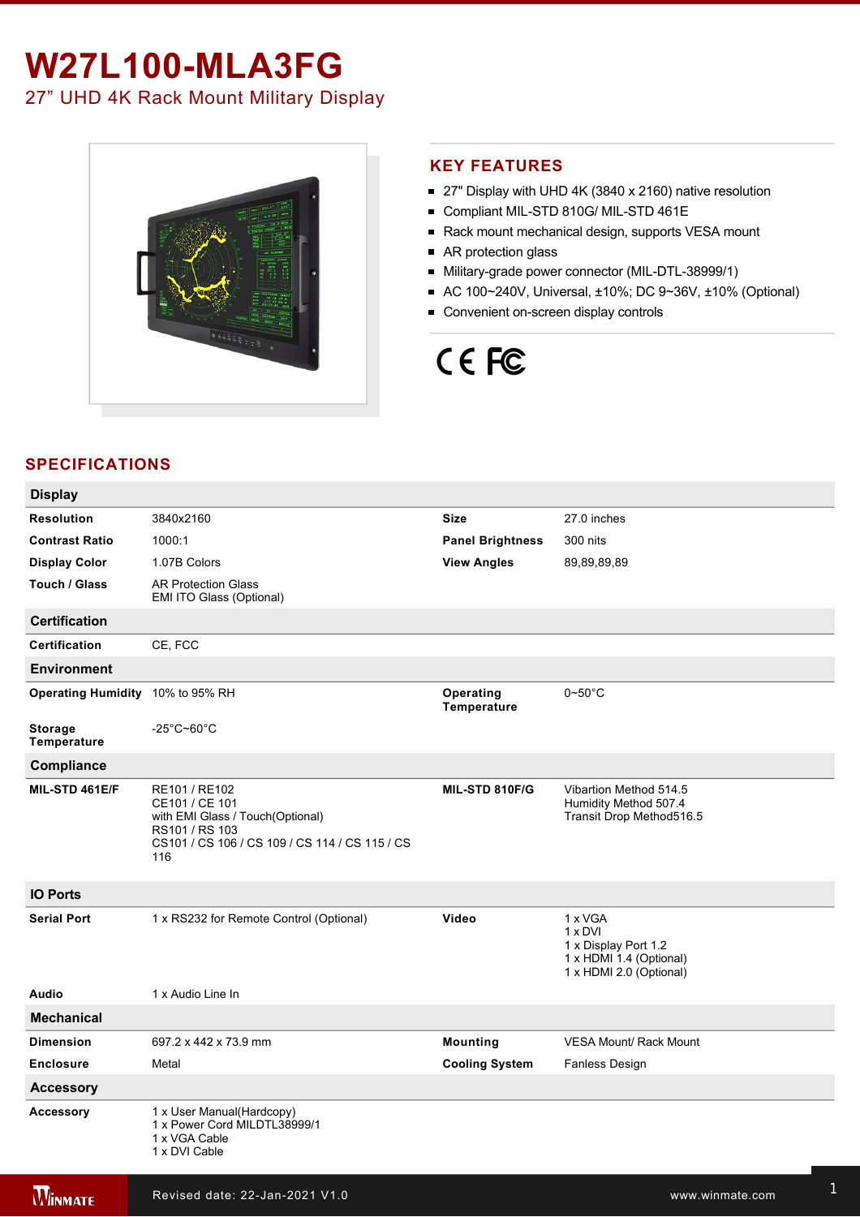# W27L100-MLA3FG

27” UHD 4K Rack Mount Military Display

## KEY FEATURES

- 27" Display with UHD 4K (3840 x 2160) native resolution
- Compliant MIL-STD 810G/ MIL-STD 461E
- Rack mount mechanical design, supports VESA mount
- AR protection glass
- Military-grade power connector (MIL-DTL-38999/1)
- AC 100~240V, Universal, ±10%; DC 9~36V, ±10% (Optional)
- Convenient on-screen display controls

## SPECIFICATIONS

### Display

| | | | |
|---|---|---|---|
| **Resolution** | 3840x2160 | **Size** | 27.0 inches |
| **Contrast Ratio** | 1000:1 | **Panel Brightness** | 300 nits |
| **Display Color** | 1.07B Colors | **View Angles** | 89,89,89,89 |
| **Touch / Glass** | AR Protection Glass<br>EMI ITO Glass (Optional) | | |

### Certification

| | |
|---|---|
| **Certification** | CE, FCC |

### Environment

| | | | |
|---|---|---|---|
| **Operating Humidity** | 10% to 95% RH | **Operating Temperature** | 0~50°C |
| **Storage Temperature** | -25°C~60°C | | |

### Compliance

| | | | |
|---|---|---|---|
| **MIL-STD 461E/F** | RE101 / RE102<br>CE101 / CE 101<br>with EMI Glass / Touch(Optional)<br>RS101 / RS 103<br>CS101 / CS 106 / CS 109 / CS 114 / CS 115 / CS 116 | **MIL-STD 810F/G** | Vibartion Method 514.5<br>Humidity Method 507.4<br>Transit Drop Method516.5 |

### IO Ports

| | | | |
|---|---|---|---|
| **Serial Port** | 1 x RS232 for Remote Control (Optional) | **Video** | 1 x VGA<br>1 x DVI<br>1 x Display Port 1.2<br>1 x HDMI 1.4 (Optional)<br>1 x HDMI 2.0 (Optional) |
| **Audio** | 1 x Audio Line In | | |

### Mechanical

| | | | |
|---|---|---|---|
| **Dimension** | 697.2 x 442 x 73.9 mm | **Mounting** | VESA Mount/ Rack Mount |
| **Enclosure** | Metal | **Cooling System** | Fanless Design |

### Accessory

| | |
|---|---|
| **Accessory** | 1 x User Manual(Hardcopy)<br>1 x Power Cord MILDTL38999/1<br>1 x VGA Cable<br>1 x DVI Cable |

Revised date: 22-Jan-2021 V1.0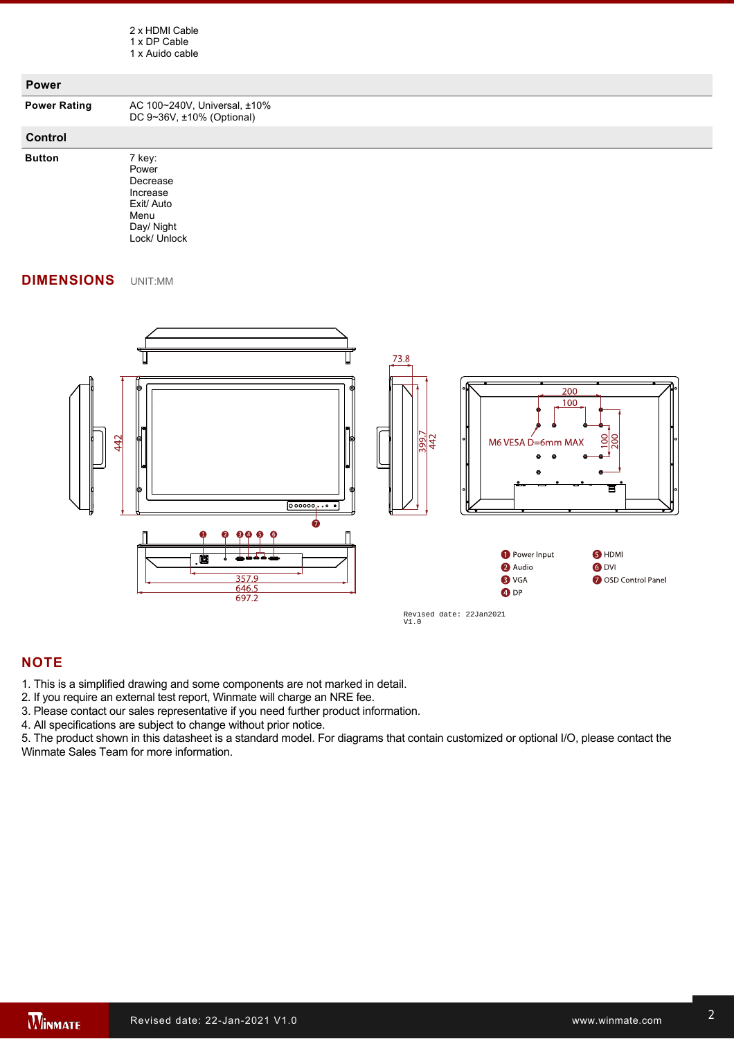| | |
|---|---|
| | 2 x HDMI Cable<br>1 x DP Cable<br>1 x Auido cable |

## Power

| | |
|---|---|
| **Power Rating** | AC 100~240V, Universal, ±10%<br>DC 9~36V, ±10% (Optional) |

## Control

| | |
|---|---|
| **Button** | 7 key:<br>Power<br>Decrease<br>Increase<br>Exit/ Auto<br>Menu<br>Day/ Night<br>Lock/ Unlock |

## DIMENSIONS UNIT:MM

73.8
442
399.7
442
200
100
M6 VESA D=6mm MAX
100
200
357.9
646.5
697.2

1 Power Input
2 Audio
3 VGA
4 DP
5 HDMI
6 DVI
7 OSD Control Panel

Revised date: 22Jan2021
V1.0

## NOTE

1. This is a simplified drawing and some components are not marked in detail.
2. If you require an external test report, Winmate will charge an NRE fee.
3. Please contact our sales representative if you need further product information.
4. All specifications are subject to change without prior notice.
5. The product shown in this datasheet is a standard model. For diagrams that contain customized or optional I/O, please contact the Winmate Sales Team for more information.